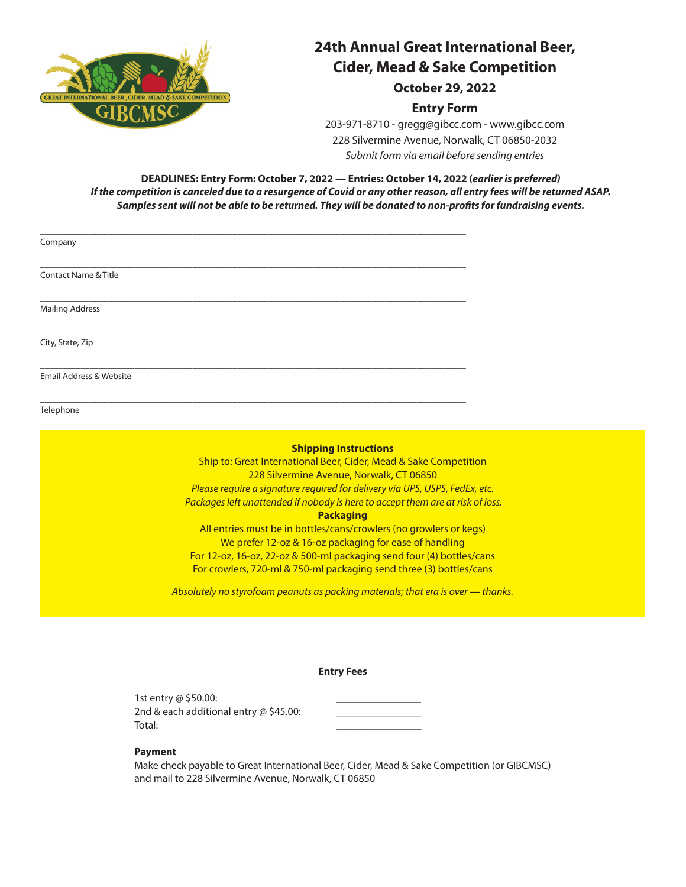# 24th Annual Great International Beer, Cider, Mead & Sake Competition

## October 29, 2022

## Entry Form

203-971-8710 - gregg@gibcc.com - www.gibcc.com
228 Silvermine Avenue, Norwalk, CT 06850-2032
*Submit form via email before sending entries*

**DEADLINES: Entry Form: October 7, 2022 — Entries: October 14, 2022 (*earlier is preferred*)**
***If the competition is canceled due to a resurgence of Covid or any other reason, all entry fees will be returned ASAP.***
***Samples sent will not be able to be returned. They will be donated to non-profits for fundraising events.***

\_\_\_\_\_\_\_\_\_\_\_\_\_\_\_\_\_\_\_\_\_\_\_\_\_\_\_\_\_\_\_\_\_\_\_\_\_\_\_\_\_\_\_\_
Company

\_\_\_\_\_\_\_\_\_\_\_\_\_\_\_\_\_\_\_\_\_\_\_\_\_\_\_\_\_\_\_\_\_\_\_\_\_\_\_\_\_\_\_\_
Contact Name & Title

\_\_\_\_\_\_\_\_\_\_\_\_\_\_\_\_\_\_\_\_\_\_\_\_\_\_\_\_\_\_\_\_\_\_\_\_\_\_\_\_\_\_\_\_
Mailing Address

\_\_\_\_\_\_\_\_\_\_\_\_\_\_\_\_\_\_\_\_\_\_\_\_\_\_\_\_\_\_\_\_\_\_\_\_\_\_\_\_\_\_\_\_
City, State, Zip

\_\_\_\_\_\_\_\_\_\_\_\_\_\_\_\_\_\_\_\_\_\_\_\_\_\_\_\_\_\_\_\_\_\_\_\_\_\_\_\_\_\_\_\_
Email Address & Website

\_\_\_\_\_\_\_\_\_\_\_\_\_\_\_\_\_\_\_\_\_\_\_\_\_\_\_\_\_\_\_\_\_\_\_\_\_\_\_\_\_\_\_\_
Telephone

**Shipping Instructions**

Ship to: Great International Beer, Cider, Mead & Sake Competition
228 Silvermine Avenue, Norwalk, CT 06850
*Please require a signature required for delivery via UPS, USPS, FedEx, etc.*
*Packages left unattended if nobody is here to accept them are at risk of loss.*

**Packaging**

All entries must be in bottles/cans/crowlers (no growlers or kegs)
We prefer 12-oz & 16-oz packaging for ease of handling
For 12-oz, 16-oz, 22-oz & 500-ml packaging send four (4) bottles/cans
For crowlers, 720-ml & 750-ml packaging send three (3) bottles/cans

*Absolutely no styrofoam peanuts as packing materials; that era is over — thanks.*

**Entry Fees**

1st entry @ $50.00: \_\_\_\_\_\_\_\_\_\_\_\_\_\_\_\_
2nd & each additional entry @ $45.00: \_\_\_\_\_\_\_\_\_\_\_\_\_\_\_\_
Total: \_\_\_\_\_\_\_\_\_\_\_\_\_\_\_\_

**Payment**

Make check payable to Great International Beer, Cider, Mead & Sake Competition (or GIBCMSC) and mail to 228 Silvermine Avenue, Norwalk, CT 06850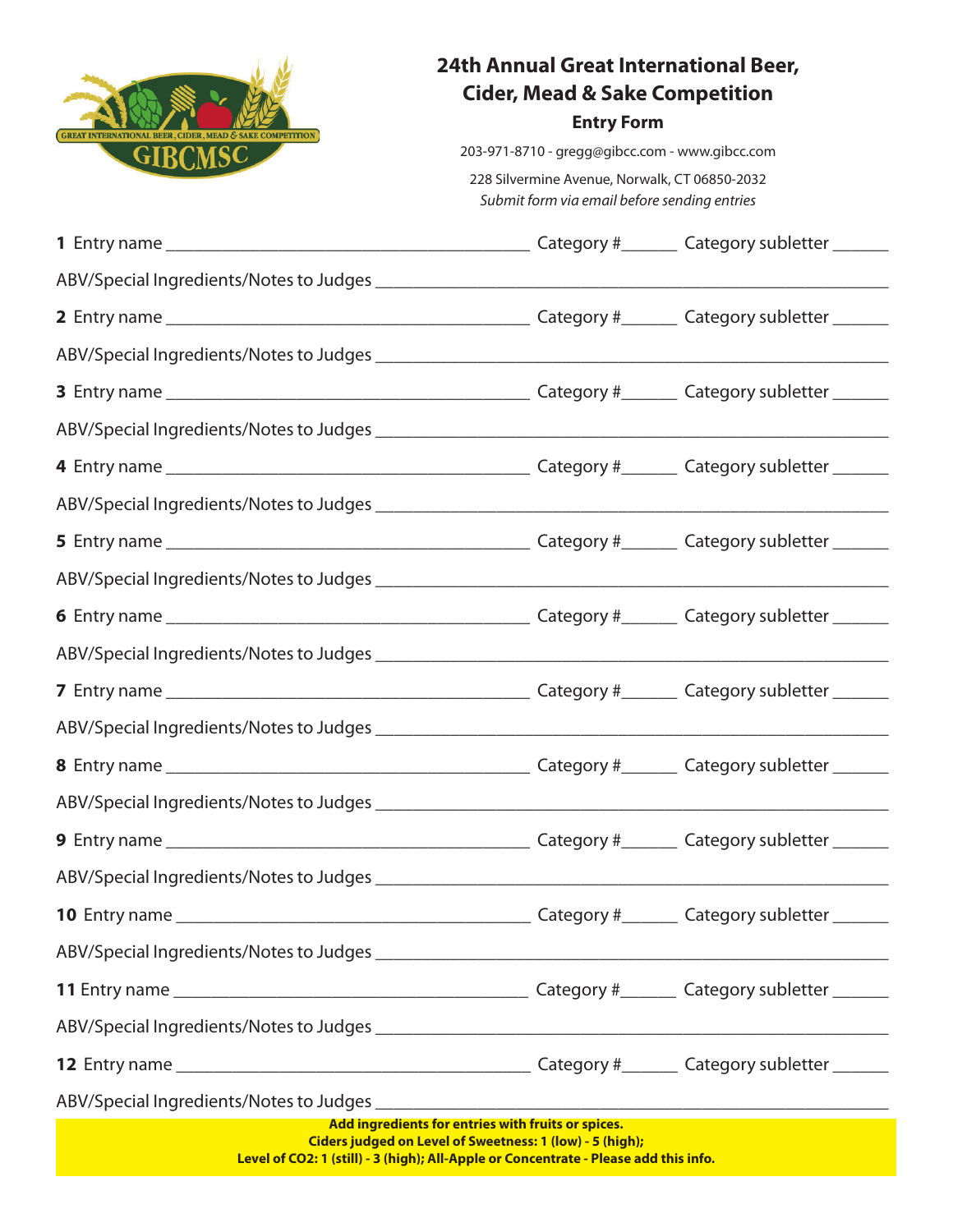# 24th Annual Great International Beer, Cider, Mead & Sake Competition

## Entry Form

203-971-8710 - gregg@gibcc.com - www.gibcc.com

228 Silvermine Avenue, Norwalk, CT 06850-2032

*Submit form via email before sending entries*

**1** Entry name ________________________________________ Category #______ Category subletter ______

ABV/Special Ingredients/Notes to Judges ________________________________________________________

**2** Entry name ________________________________________ Category #______ Category subletter ______

ABV/Special Ingredients/Notes to Judges ________________________________________________________

**3** Entry name ________________________________________ Category #______ Category subletter ______

ABV/Special Ingredients/Notes to Judges ________________________________________________________

**4** Entry name ________________________________________ Category #______ Category subletter ______

ABV/Special Ingredients/Notes to Judges ________________________________________________________

**5** Entry name ________________________________________ Category #______ Category subletter ______

ABV/Special Ingredients/Notes to Judges ________________________________________________________

**6** Entry name ________________________________________ Category #______ Category subletter ______

ABV/Special Ingredients/Notes to Judges ________________________________________________________

**7** Entry name ________________________________________ Category #______ Category subletter ______

ABV/Special Ingredients/Notes to Judges ________________________________________________________

**8** Entry name ________________________________________ Category #______ Category subletter ______

ABV/Special Ingredients/Notes to Judges ________________________________________________________

**9** Entry name ________________________________________ Category #______ Category subletter ______

ABV/Special Ingredients/Notes to Judges ________________________________________________________

**10** Entry name ________________________________________ Category #______ Category subletter ______

ABV/Special Ingredients/Notes to Judges ________________________________________________________

**11** Entry name ________________________________________ Category #______ Category subletter ______

ABV/Special Ingredients/Notes to Judges ________________________________________________________

**12** Entry name ________________________________________ Category #______ Category subletter ______

ABV/Special Ingredients/Notes to Judges ________________________________________________________

**Add ingredients for entries with fruits or spices.**
**Ciders judged on Level of Sweetness: 1 (low) - 5 (high);**
**Level of CO2: 1 (still) - 3 (high); All-Apple or Concentrate - Please add this info.**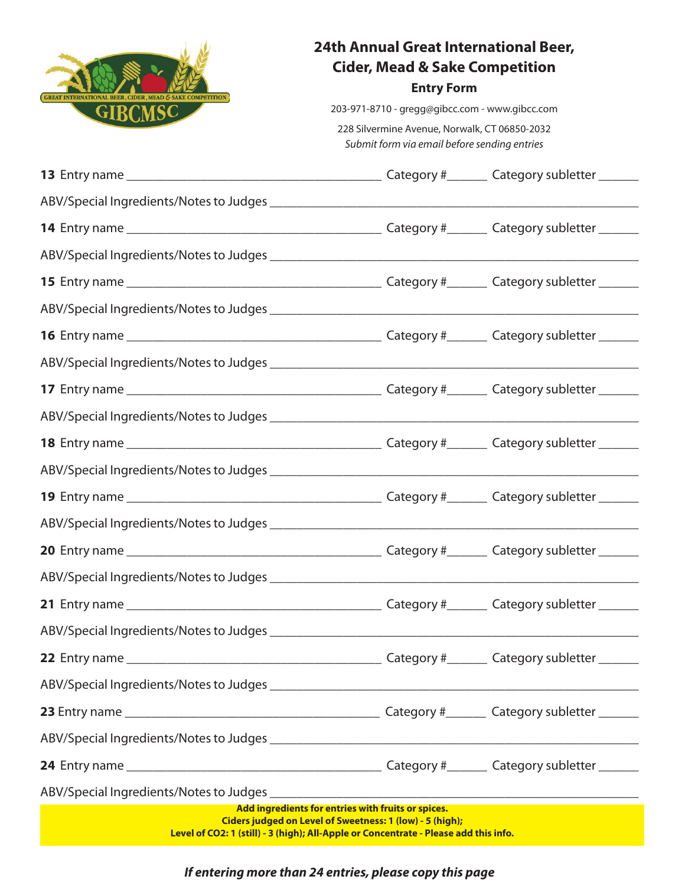# 24th Annual Great International Beer, Cider, Mead & Sake Competition

### Entry Form

203-971-8710 - gregg@gibcc.com - www.gibcc.com

228 Silvermine Avenue, Norwalk, CT 06850-2032

*Submit form via email before sending entries*

**13** Entry name ______________________________ Category #______ Category subletter ______

ABV/Special Ingredients/Notes to Judges ______________________________________________

**14** Entry name ______________________________ Category #______ Category subletter ______

ABV/Special Ingredients/Notes to Judges ______________________________________________

**15** Entry name ______________________________ Category #______ Category subletter ______

ABV/Special Ingredients/Notes to Judges ______________________________________________

**16** Entry name ______________________________ Category #______ Category subletter ______

ABV/Special Ingredients/Notes to Judges ______________________________________________

**17** Entry name ______________________________ Category #______ Category subletter ______

ABV/Special Ingredients/Notes to Judges ______________________________________________

**18** Entry name ______________________________ Category #______ Category subletter ______

ABV/Special Ingredients/Notes to Judges ______________________________________________

**19** Entry name ______________________________ Category #______ Category subletter ______

ABV/Special Ingredients/Notes to Judges ______________________________________________

**20** Entry name ______________________________ Category #______ Category subletter ______

ABV/Special Ingredients/Notes to Judges ______________________________________________

**21** Entry name ______________________________ Category #______ Category subletter ______

ABV/Special Ingredients/Notes to Judges ______________________________________________

**22** Entry name ______________________________ Category #______ Category subletter ______

ABV/Special Ingredients/Notes to Judges ______________________________________________

**23** Entry name ______________________________ Category #______ Category subletter ______

ABV/Special Ingredients/Notes to Judges ______________________________________________

**24** Entry name ______________________________ Category #______ Category subletter ______

ABV/Special Ingredients/Notes to Judges ______________________________________________

**Add ingredients for entries with fruits or spices.**
**Ciders judged on Level of Sweetness: 1 (low) - 5 (high);**
**Level of $CO_2$: 1 (still) - 3 (high); All-Apple or Concentrate - Please add this info.**

***If entering more than 24 entries, please copy this page***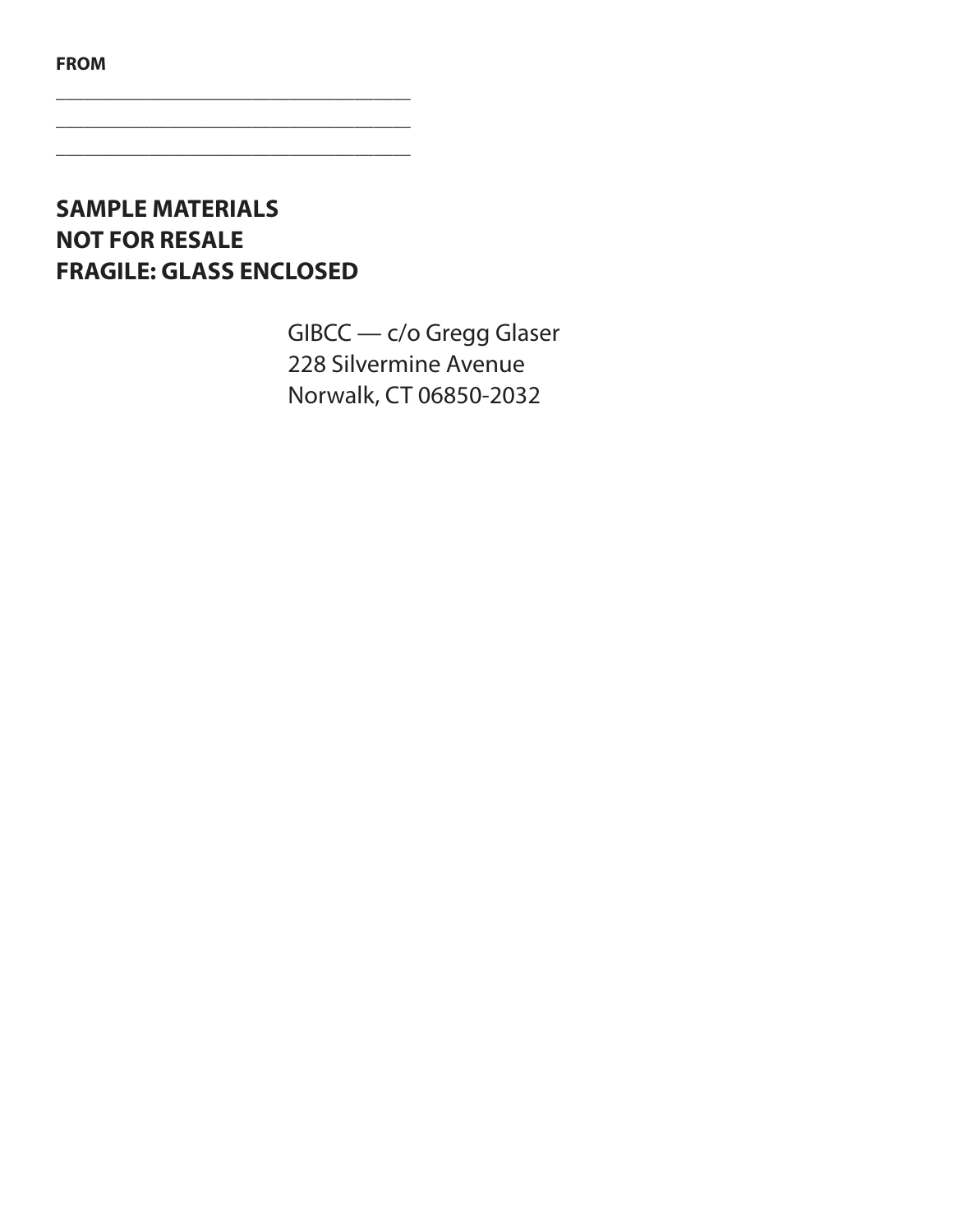**FROM**

\_\_\_\_\_\_\_\_\_\_\_\_\_\_\_\_\_\_\_\_\_\_\_\_\_\_\_\_\_\_\_\_\_\_\_\_\_\_

\_\_\_\_\_\_\_\_\_\_\_\_\_\_\_\_\_\_\_\_\_\_\_\_\_\_\_\_\_\_\_\_\_\_\_\_\_\_

\_\_\_\_\_\_\_\_\_\_\_\_\_\_\_\_\_\_\_\_\_\_\_\_\_\_\_\_\_\_\_\_\_\_\_\_\_\_

**SAMPLE MATERIALS**
**NOT FOR RESALE**
**FRAGILE: GLASS ENCLOSED**

GIBCC — c/o Gregg Glaser
228 Silvermine Avenue
Norwalk, CT 06850-2032